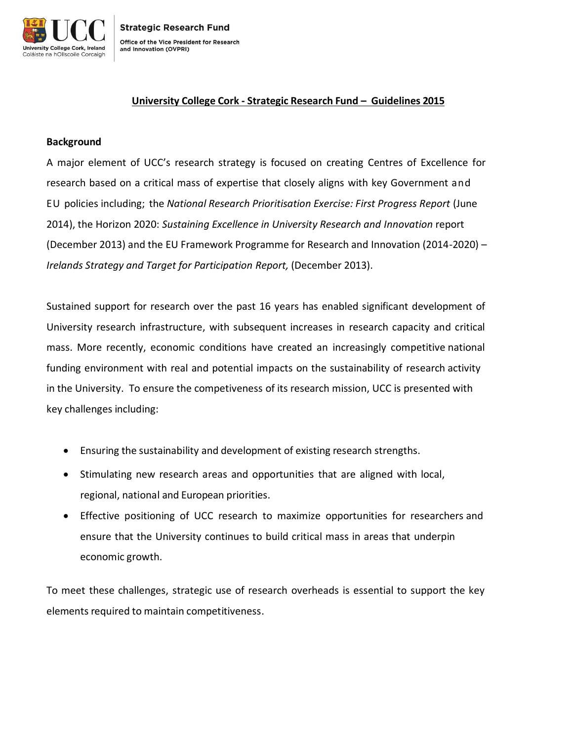# University College Cork - Strategic Research Fund – Guidelines 2015

## Background

A major element of UCC's research strategy is focused on creating Centres of Excellence for research based on a critical mass of expertise that closely aligns with key Government and EU policies including; the *National Research Prioritisation Exercise: First Progress Report* (June 2014), the Horizon 2020: *Sustaining Excellence in University Research and Innovation* report (December 2013) and the EU Framework Programme for Research and Innovation (2014-2020) – *Irelands Strategy and Target for Participation Report,* (December 2013).

Sustained support for research over the past 16 years has enabled significant development of University research infrastructure, with subsequent increases in research capacity and critical mass. More recently, economic conditions have created an increasingly competitive national funding environment with real and potential impacts on the sustainability of research activity in the University. To ensure the competiveness of its research mission, UCC is presented with key challenges including:

- Ensuring the sustainability and development of existing research strengths.
- Stimulating new research areas and opportunities that are aligned with local, regional, national and European priorities.
- Effective positioning of UCC research to maximize opportunities for researchers and ensure that the University continues to build critical mass in areas that underpin economic growth.

To meet these challenges, strategic use of research overheads is essential to support the key elements required to maintain competitiveness.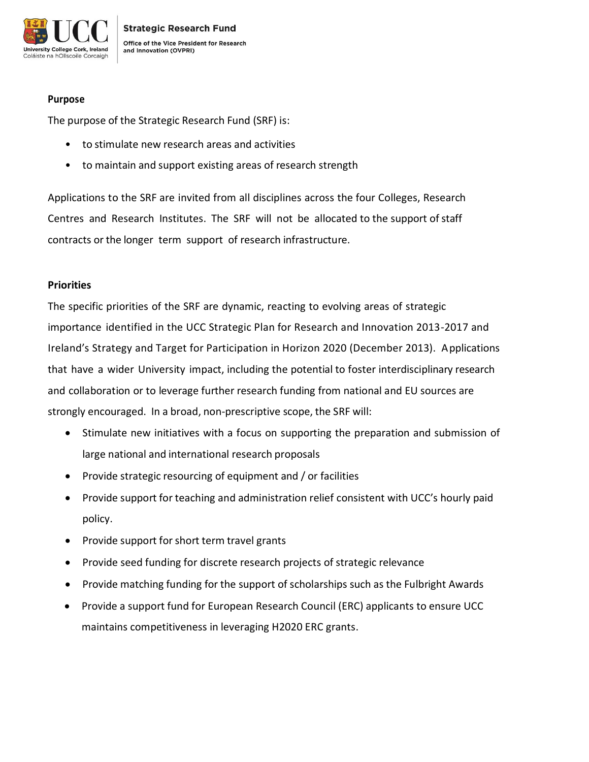**Purpose**

The purpose of the Strategic Research Fund (SRF) is:

- to stimulate new research areas and activities
- to maintain and support existing areas of research strength

Applications to the SRF are invited from all disciplines across the four Colleges, Research Centres and Research Institutes. The SRF will not be allocated to the support of staff contracts or the longer term support of research infrastructure.

**Priorities**

The specific priorities of the SRF are dynamic, reacting to evolving areas of strategic importance identified in the UCC Strategic Plan for Research and Innovation 2013-2017 and Ireland's Strategy and Target for Participation in Horizon 2020 (December 2013). Applications that have a wider University impact, including the potential to foster interdisciplinary research and collaboration or to leverage further research funding from national and EU sources are strongly encouraged. In a broad, non-prescriptive scope, the SRF will:

- Stimulate new initiatives with a focus on supporting the preparation and submission of large national and international research proposals
- Provide strategic resourcing of equipment and / or facilities
- Provide support for teaching and administration relief consistent with UCC's hourly paid policy.
- Provide support for short term travel grants
- Provide seed funding for discrete research projects of strategic relevance
- Provide matching funding for the support of scholarships such as the Fulbright Awards
- Provide a support fund for European Research Council (ERC) applicants to ensure UCC maintains competitiveness in leveraging H2020 ERC grants.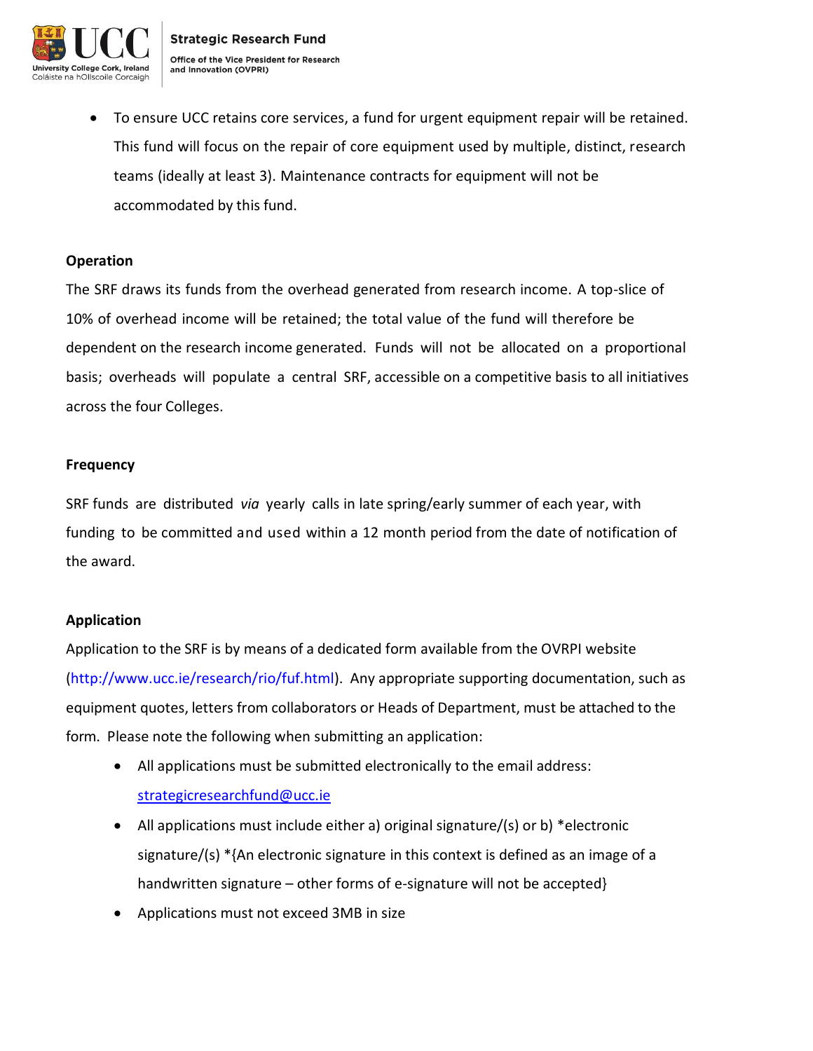- To ensure UCC retains core services, a fund for urgent equipment repair will be retained. This fund will focus on the repair of core equipment used by multiple, distinct, research teams (ideally at least 3). Maintenance contracts for equipment will not be accommodated by this fund.

**Operation**

The SRF draws its funds from the overhead generated from research income. A top-slice of 10% of overhead income will be retained; the total value of the fund will therefore be dependent on the research income generated. Funds will not be allocated on a proportional basis; overheads will populate a central SRF, accessible on a competitive basis to all initiatives across the four Colleges.

**Frequency**

SRF funds are distributed *via* yearly calls in late spring/early summer of each year, with funding to be committed and used within a 12 month period from the date of notification of the award.

**Application**

Application to the SRF is by means of a dedicated form available from the OVRPI website (http://www.ucc.ie/research/rio/fuf.html). Any appropriate supporting documentation, such as equipment quotes, letters from collaborators or Heads of Department, must be attached to the form. Please note the following when submitting an application:

- All applications must be submitted electronically to the email address: strategicresearchfund@ucc.ie
- All applications must include either a) original signature/(s) or b) *electronic signature/(s) *{An electronic signature in this context is defined as an image of a handwritten signature – other forms of e-signature will not be accepted}
- Applications must not exceed 3MB in size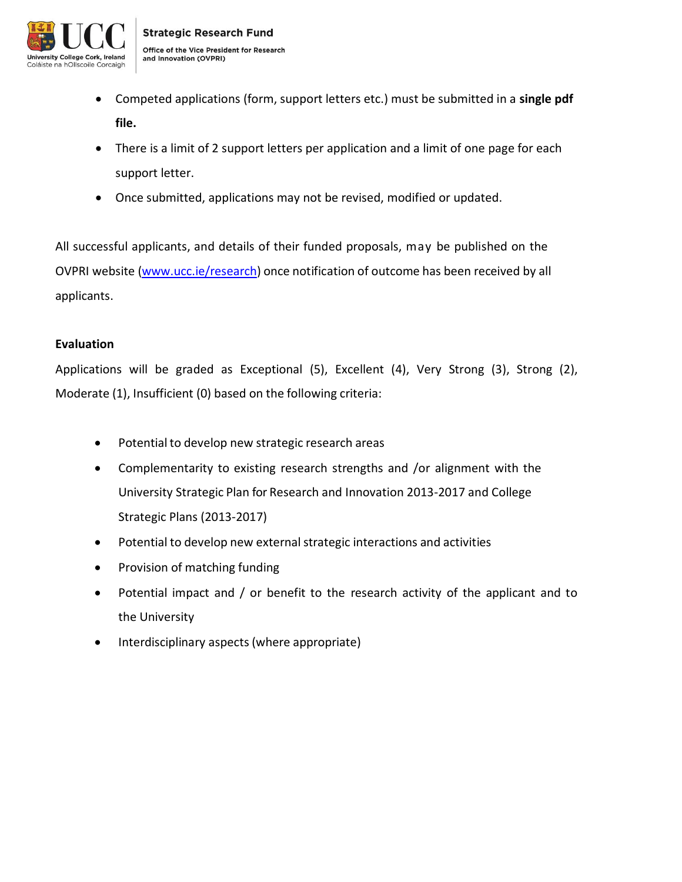- Competed applications (form, support letters etc.) must be submitted in a **single pdf file.**
- There is a limit of 2 support letters per application and a limit of one page for each support letter.
- Once submitted, applications may not be revised, modified or updated.

All successful applicants, and details of their funded proposals, may be published on the OVPRI website (www.ucc.ie/research) once notification of outcome has been received by all applicants.

**Evaluation**

Applications will be graded as Exceptional (5), Excellent (4), Very Strong (3), Strong (2), Moderate (1), Insufficient (0) based on the following criteria:

- Potential to develop new strategic research areas
- Complementarity to existing research strengths and /or alignment with the University Strategic Plan for Research and Innovation 2013-2017 and College Strategic Plans (2013-2017)
- Potential to develop new external strategic interactions and activities
- Provision of matching funding
- Potential impact and / or benefit to the research activity of the applicant and to the University
- Interdisciplinary aspects (where appropriate)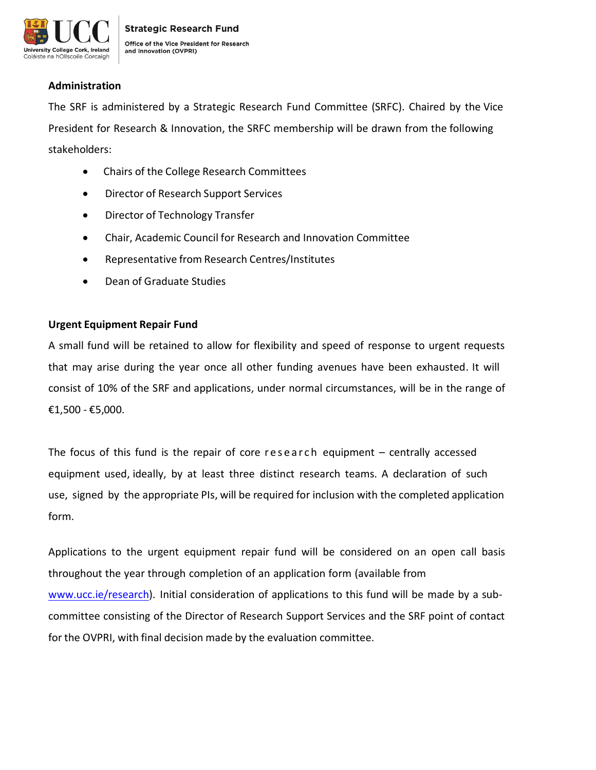**Administration**

The SRF is administered by a Strategic Research Fund Committee (SRFC). Chaired by the Vice President for Research & Innovation, the SRFC membership will be drawn from the following stakeholders:

- Chairs of the College Research Committees
- Director of Research Support Services
- Director of Technology Transfer
- Chair, Academic Council for Research and Innovation Committee
- Representative from Research Centres/Institutes
- Dean of Graduate Studies

**Urgent Equipment Repair Fund**

A small fund will be retained to allow for flexibility and speed of response to urgent requests that may arise during the year once all other funding avenues have been exhausted. It will consist of 10% of the SRF and applications, under normal circumstances, will be in the range of €1,500 - €5,000.

The focus of this fund is the repair of core research equipment – centrally accessed equipment used, ideally, by at least three distinct research teams. A declaration of such use, signed by the appropriate PIs, will be required for inclusion with the completed application form.

Applications to the urgent equipment repair fund will be considered on an open call basis throughout the year through completion of an application form (available from www.ucc.ie/research). Initial consideration of applications to this fund will be made by a sub-committee consisting of the Director of Research Support Services and the SRF point of contact for the OVPRI, with final decision made by the evaluation committee.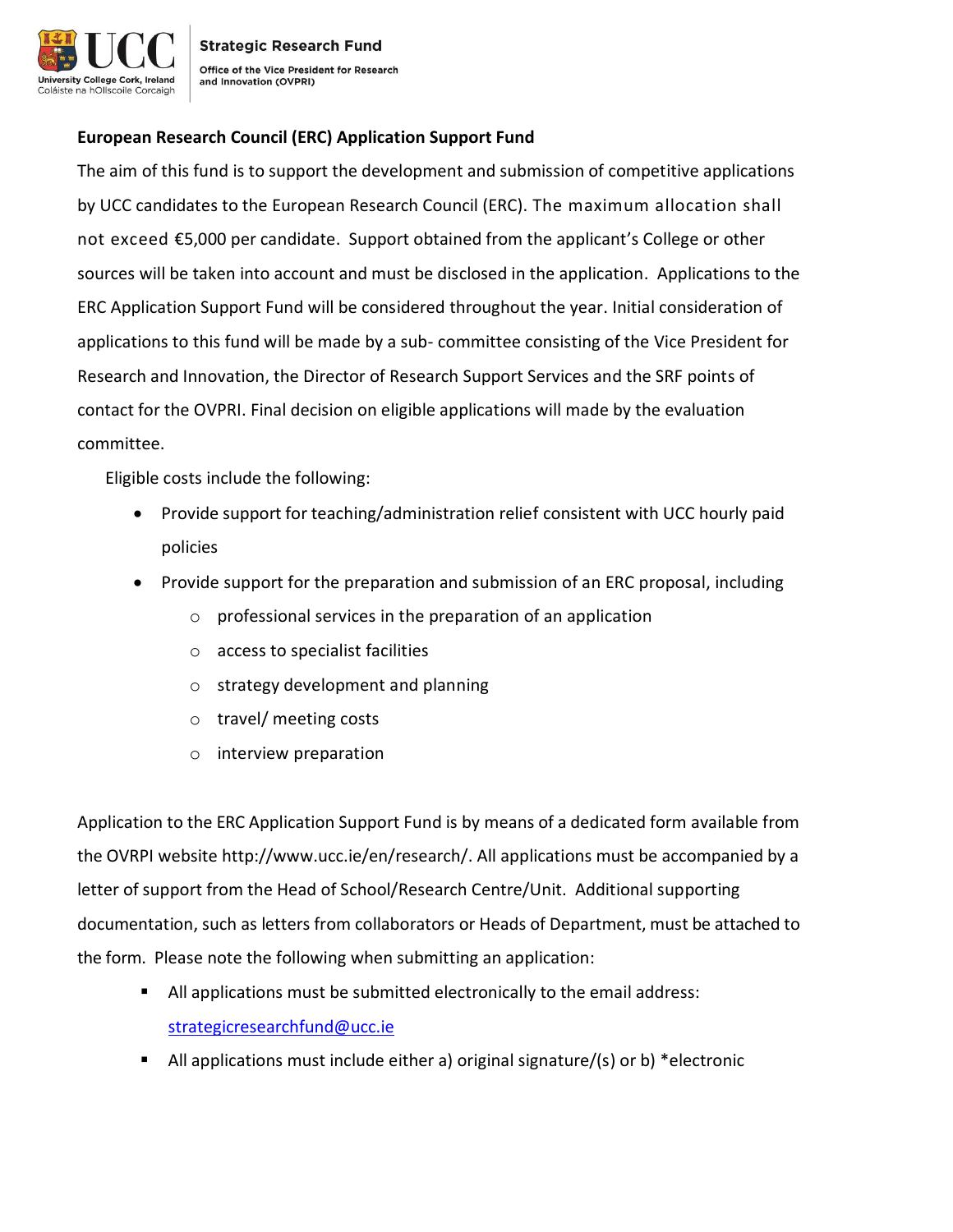**European Research Council (ERC) Application Support Fund**

The aim of this fund is to support the development and submission of competitive applications by UCC candidates to the European Research Council (ERC). The maximum allocation shall not exceed €5,000 per candidate. Support obtained from the applicant's College or other sources will be taken into account and must be disclosed in the application. Applications to the ERC Application Support Fund will be considered throughout the year. Initial consideration of applications to this fund will be made by a sub- committee consisting of the Vice President for Research and Innovation, the Director of Research Support Services and the SRF points of contact for the OVPRI. Final decision on eligible applications will made by the evaluation committee.

Eligible costs include the following:

- Provide support for teaching/administration relief consistent with UCC hourly paid policies
- Provide support for the preparation and submission of an ERC proposal, including
  - professional services in the preparation of an application
  - access to specialist facilities
  - strategy development and planning
  - travel/ meeting costs
  - interview preparation

Application to the ERC Application Support Fund is by means of a dedicated form available from the OVRPI website http://www.ucc.ie/en/research/. All applications must be accompanied by a letter of support from the Head of School/Research Centre/Unit. Additional supporting documentation, such as letters from collaborators or Heads of Department, must be attached to the form. Please note the following when submitting an application:

- All applications must be submitted electronically to the email address: strategicresearchfund@ucc.ie
- All applications must include either a) original signature/(s) or b) *electronic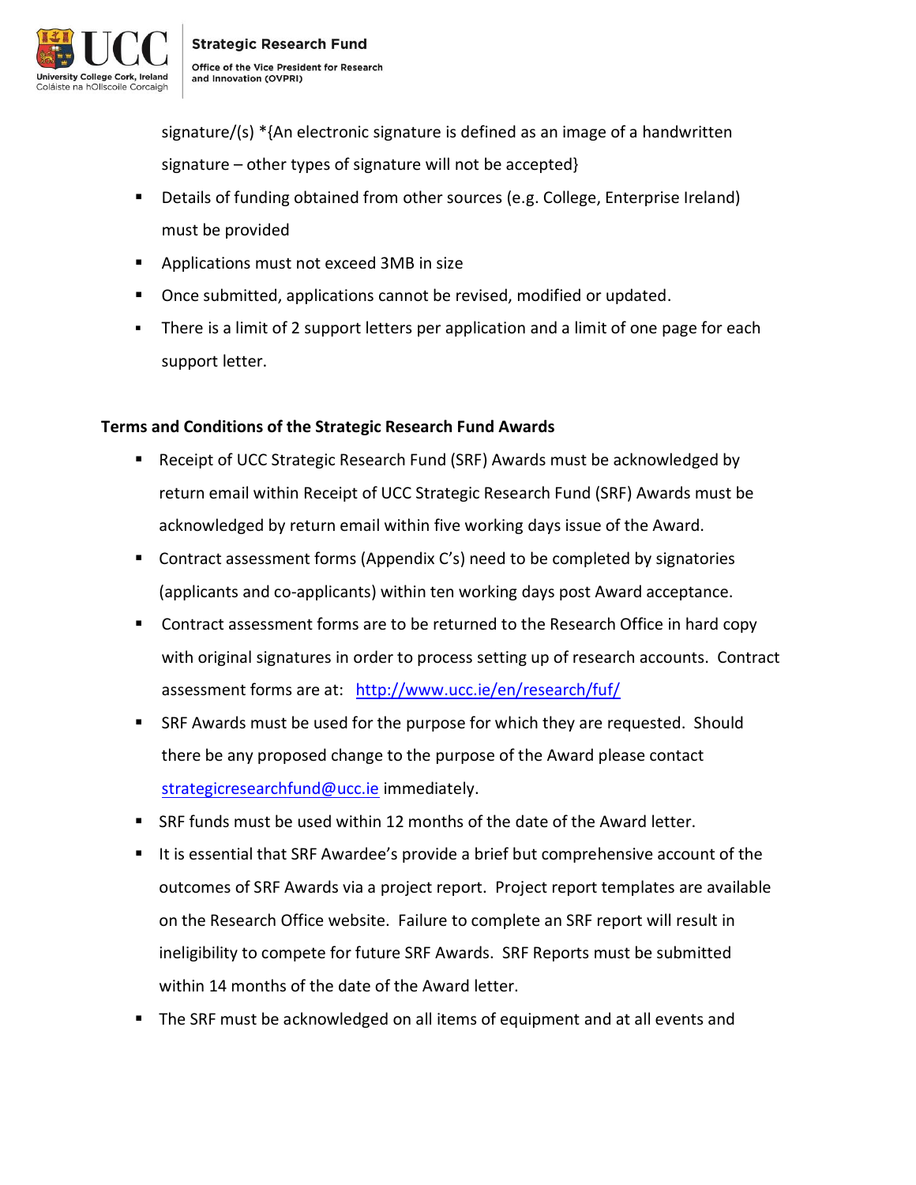signature/(s) *{An electronic signature is defined as an image of a handwritten signature – other types of signature will not be accepted}

- Details of funding obtained from other sources (e.g. College, Enterprise Ireland) must be provided
- Applications must not exceed 3MB in size
- Once submitted, applications cannot be revised, modified or updated.
- There is a limit of 2 support letters per application and a limit of one page for each support letter.

**Terms and Conditions of the Strategic Research Fund Awards**

- Receipt of UCC Strategic Research Fund (SRF) Awards must be acknowledged by return email within Receipt of UCC Strategic Research Fund (SRF) Awards must be acknowledged by return email within five working days issue of the Award.
- Contract assessment forms (Appendix C's) need to be completed by signatories (applicants and co-applicants) within ten working days post Award acceptance.
- Contract assessment forms are to be returned to the Research Office in hard copy with original signatures in order to process setting up of research accounts. Contract assessment forms are at: [http://www.ucc.ie/en/research/fuf/](http://www.ucc.ie/en/research/fuf/)
- SRF Awards must be used for the purpose for which they are requested. Should there be any proposed change to the purpose of the Award please contact [strategicresearchfund@ucc.ie](mailto:strategicresearchfund@ucc.ie) immediately.
- SRF funds must be used within 12 months of the date of the Award letter.
- It is essential that SRF Awardee's provide a brief but comprehensive account of the outcomes of SRF Awards via a project report. Project report templates are available on the Research Office website. Failure to complete an SRF report will result in ineligibility to compete for future SRF Awards. SRF Reports must be submitted within 14 months of the date of the Award letter.
- The SRF must be acknowledged on all items of equipment and at all events and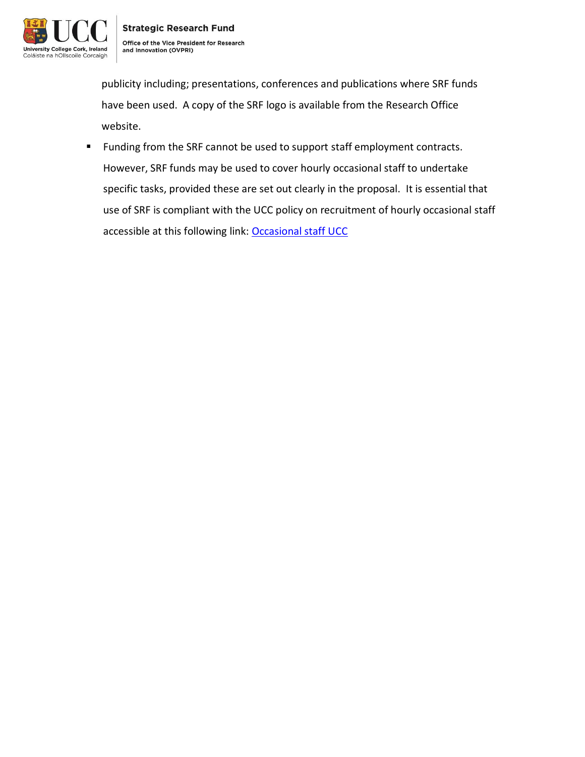publicity including; presentations, conferences and publications where SRF funds have been used. A copy of the SRF logo is available from the Research Office website.

- Funding from the SRF cannot be used to support staff employment contracts. However, SRF funds may be used to cover hourly occasional staff to undertake specific tasks, provided these are set out clearly in the proposal. It is essential that use of SRF is compliant with the UCC policy on recruitment of hourly occasional staff accessible at this following link: Occasional staff UCC